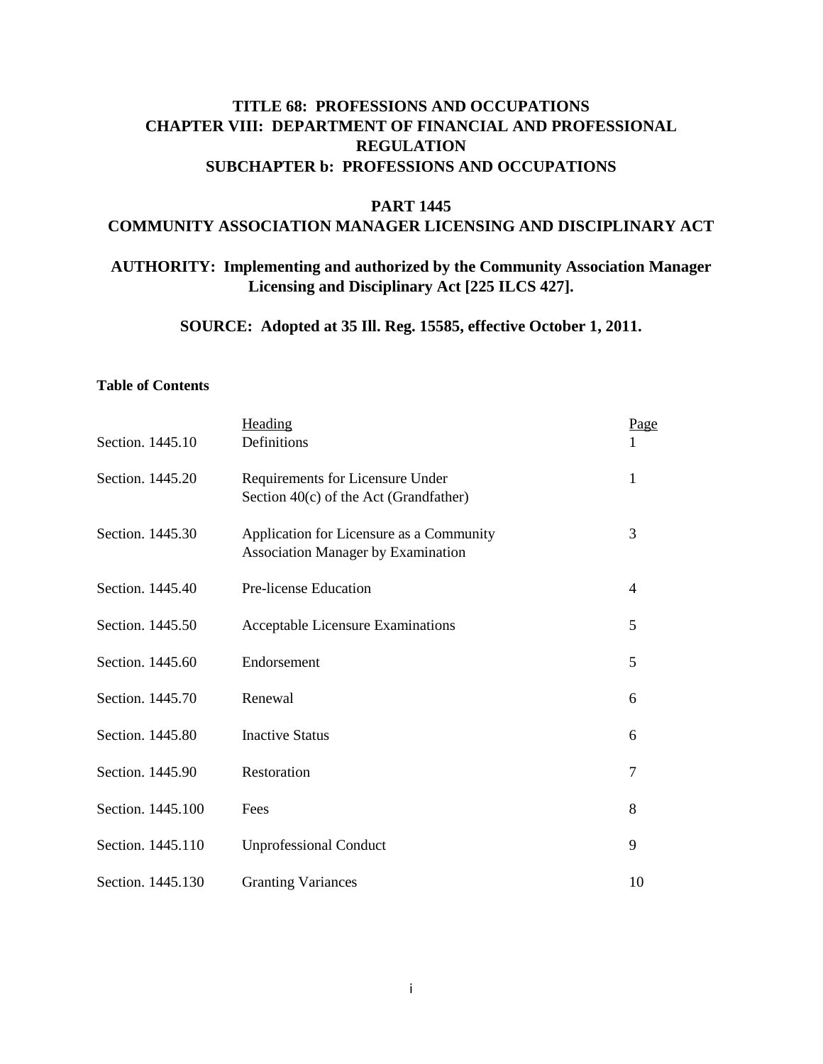# TITLE 68: PROFESSIONS AND OCCUPATIONS
# CHAPTER VIII: DEPARTMENT OF FINANCIAL AND PROFESSIONAL REGULATION
## SUBCHAPTER b: PROFESSIONS AND OCCUPATIONS

## PART 1445
## COMMUNITY ASSOCIATION MANAGER LICENSING AND DISCIPLINARY ACT

**AUTHORITY: Implementing and authorized by the Community Association Manager Licensing and Disciplinary Act [225 ILCS 427].**

**SOURCE: Adopted at 35 Ill. Reg. 15585, effective October 1, 2011.**

**Table of Contents**

| | Heading | Page |
|---|---|---|
| Section. 1445.10 | Definitions | 1 |
| Section. 1445.20 | Requirements for Licensure Under Section 40(c) of the Act (Grandfather) | 1 |
| Section. 1445.30 | Application for Licensure as a Community Association Manager by Examination | 3 |
| Section. 1445.40 | Pre-license Education | 4 |
| Section. 1445.50 | Acceptable Licensure Examinations | 5 |
| Section. 1445.60 | Endorsement | 5 |
| Section. 1445.70 | Renewal | 6 |
| Section. 1445.80 | Inactive Status | 6 |
| Section. 1445.90 | Restoration | 7 |
| Section. 1445.100 | Fees | 8 |
| Section. 1445.110 | Unprofessional Conduct | 9 |
| Section. 1445.130 | Granting Variances | 10 |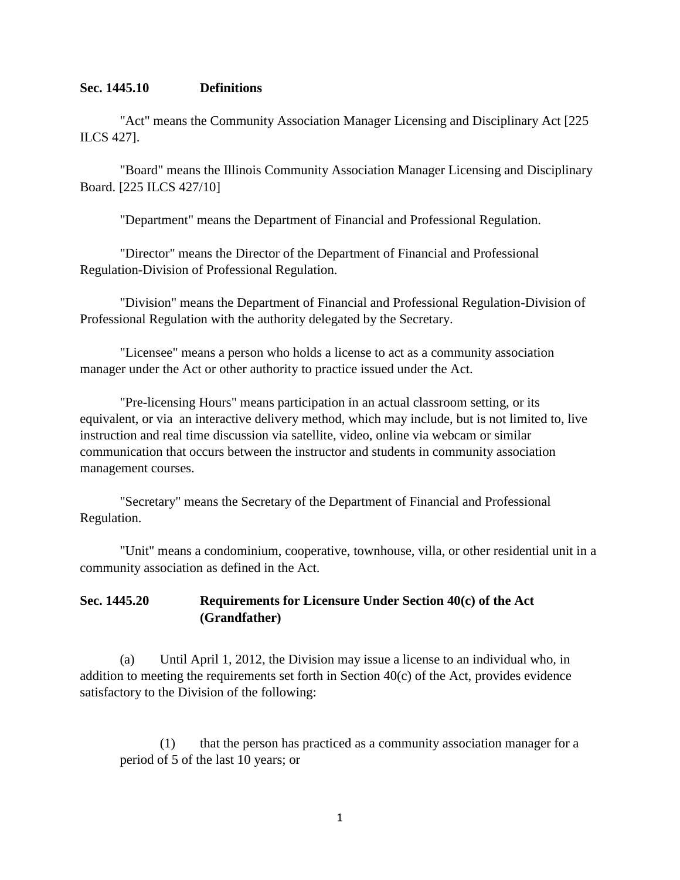**Sec. 1445.10 Definitions**

"Act" means the Community Association Manager Licensing and Disciplinary Act [225 ILCS 427].

"Board" means the Illinois Community Association Manager Licensing and Disciplinary Board. [225 ILCS 427/10]

"Department" means the Department of Financial and Professional Regulation.

"Director" means the Director of the Department of Financial and Professional Regulation-Division of Professional Regulation.

"Division" means the Department of Financial and Professional Regulation-Division of Professional Regulation with the authority delegated by the Secretary.

"Licensee" means a person who holds a license to act as a community association manager under the Act or other authority to practice issued under the Act.

"Pre-licensing Hours" means participation in an actual classroom setting, or its equivalent, or via an interactive delivery method, which may include, but is not limited to, live instruction and real time discussion via satellite, video, online via webcam or similar communication that occurs between the instructor and students in community association management courses.

"Secretary" means the Secretary of the Department of Financial and Professional Regulation.

"Unit" means a condominium, cooperative, townhouse, villa, or other residential unit in a community association as defined in the Act.

**Sec. 1445.20 Requirements for Licensure Under Section 40(c) of the Act (Grandfather)**

(a) Until April 1, 2012, the Division may issue a license to an individual who, in addition to meeting the requirements set forth in Section 40(c) of the Act, provides evidence satisfactory to the Division of the following:

(1) that the person has practiced as a community association manager for a period of 5 of the last 10 years; or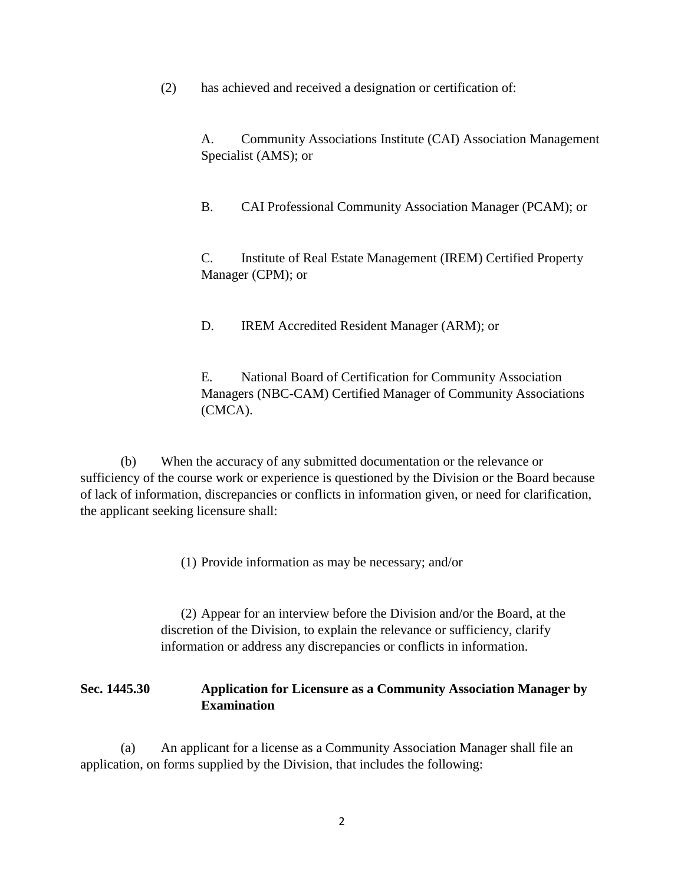(2) has achieved and received a designation or certification of:

A. Community Associations Institute (CAI) Association Management Specialist (AMS); or

B. CAI Professional Community Association Manager (PCAM); or

C. Institute of Real Estate Management (IREM) Certified Property Manager (CPM); or

D. IREM Accredited Resident Manager (ARM); or

E. National Board of Certification for Community Association Managers (NBC-CAM) Certified Manager of Community Associations (CMCA).

(b) When the accuracy of any submitted documentation or the relevance or sufficiency of the course work or experience is questioned by the Division or the Board because of lack of information, discrepancies or conflicts in information given, or need for clarification, the applicant seeking licensure shall:

(1) Provide information as may be necessary; and/or

(2) Appear for an interview before the Division and/or the Board, at the discretion of the Division, to explain the relevance or sufficiency, clarify information or address any discrepancies or conflicts in information.

**Sec. 1445.30 Application for Licensure as a Community Association Manager by Examination**

(a) An applicant for a license as a Community Association Manager shall file an application, on forms supplied by the Division, that includes the following: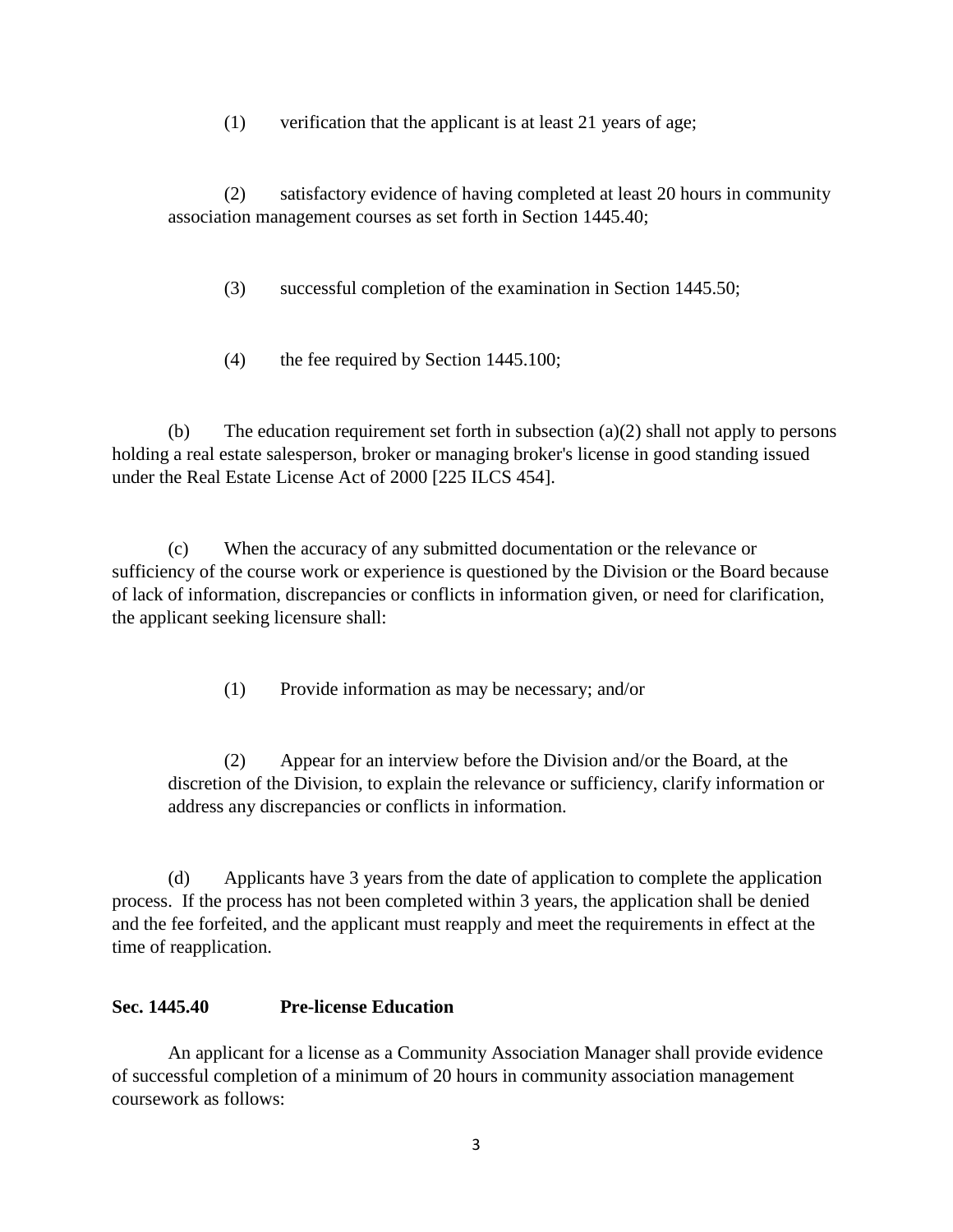(1) verification that the applicant is at least 21 years of age;

(2) satisfactory evidence of having completed at least 20 hours in community association management courses as set forth in Section 1445.40;

(3) successful completion of the examination in Section 1445.50;

(4) the fee required by Section 1445.100;

(b) The education requirement set forth in subsection (a)(2) shall not apply to persons holding a real estate salesperson, broker or managing broker's license in good standing issued under the Real Estate License Act of 2000 [225 ILCS 454].

(c) When the accuracy of any submitted documentation or the relevance or sufficiency of the course work or experience is questioned by the Division or the Board because of lack of information, discrepancies or conflicts in information given, or need for clarification, the applicant seeking licensure shall:

(1) Provide information as may be necessary; and/or

(2) Appear for an interview before the Division and/or the Board, at the discretion of the Division, to explain the relevance or sufficiency, clarify information or address any discrepancies or conflicts in information.

(d) Applicants have 3 years from the date of application to complete the application process. If the process has not been completed within 3 years, the application shall be denied and the fee forfeited, and the applicant must reapply and meet the requirements in effect at the time of reapplication.

**Sec. 1445.40 Pre-license Education**

An applicant for a license as a Community Association Manager shall provide evidence of successful completion of a minimum of 20 hours in community association management coursework as follows: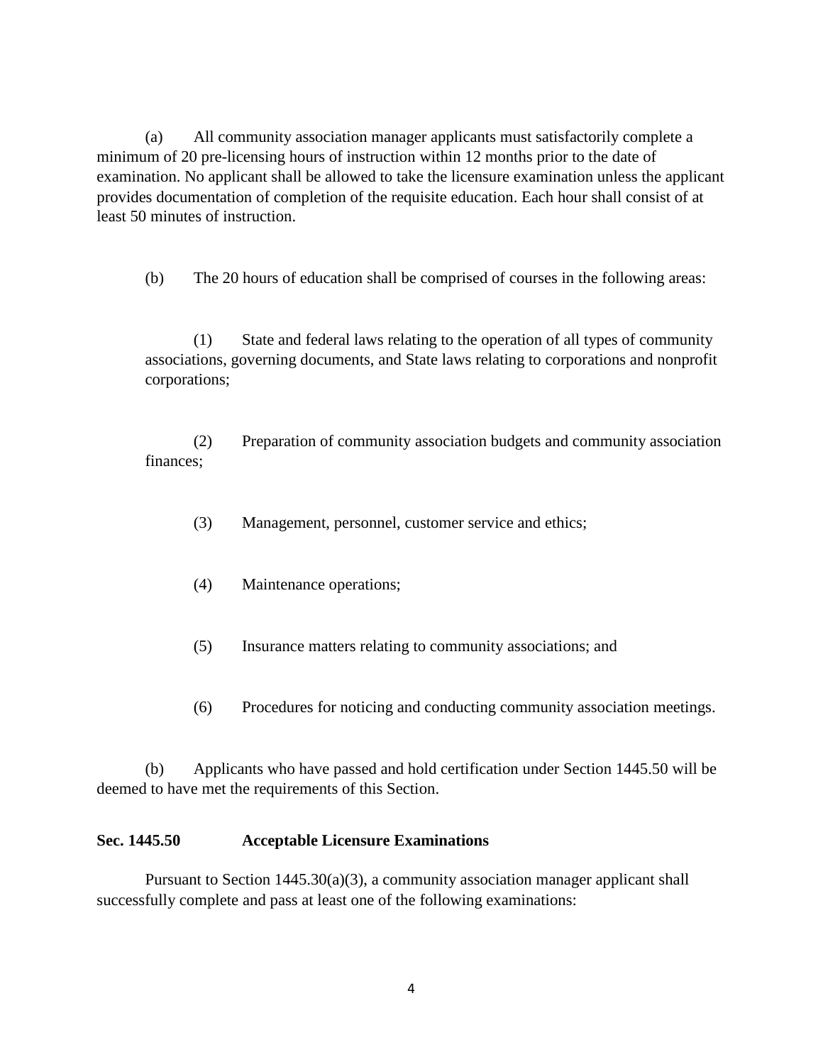(a) All community association manager applicants must satisfactorily complete a minimum of 20 pre-licensing hours of instruction within 12 months prior to the date of examination. No applicant shall be allowed to take the licensure examination unless the applicant provides documentation of completion of the requisite education. Each hour shall consist of at least 50 minutes of instruction.

(b) The 20 hours of education shall be comprised of courses in the following areas:

(1) State and federal laws relating to the operation of all types of community associations, governing documents, and State laws relating to corporations and nonprofit corporations;

(2) Preparation of community association budgets and community association finances;

(3) Management, personnel, customer service and ethics;

(4) Maintenance operations;

(5) Insurance matters relating to community associations; and

(6) Procedures for noticing and conducting community association meetings.

(b) Applicants who have passed and hold certification under Section 1445.50 will be deemed to have met the requirements of this Section.

**Sec. 1445.50 Acceptable Licensure Examinations**

Pursuant to Section 1445.30(a)(3), a community association manager applicant shall successfully complete and pass at least one of the following examinations: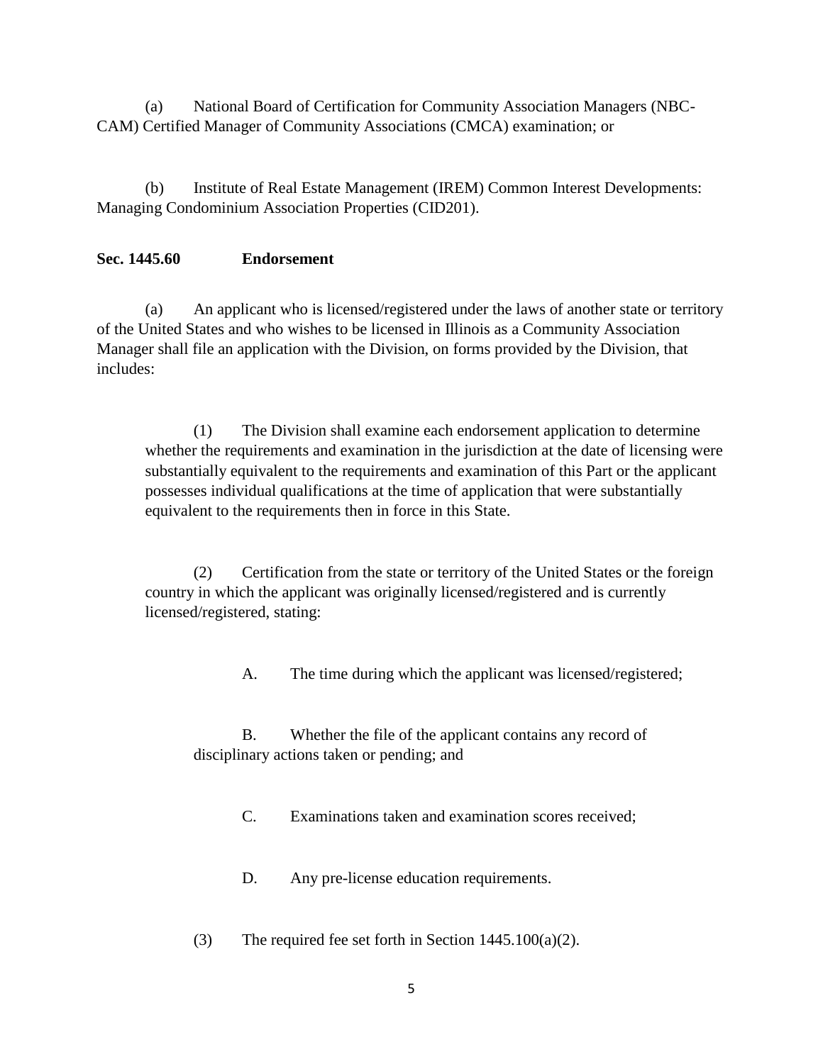(a) National Board of Certification for Community Association Managers (NBC-CAM) Certified Manager of Community Associations (CMCA) examination; or

(b) Institute of Real Estate Management (IREM) Common Interest Developments: Managing Condominium Association Properties (CID201).

**Sec. 1445.60 Endorsement**

(a) An applicant who is licensed/registered under the laws of another state or territory of the United States and who wishes to be licensed in Illinois as a Community Association Manager shall file an application with the Division, on forms provided by the Division, that includes:

> (1) The Division shall examine each endorsement application to determine whether the requirements and examination in the jurisdiction at the date of licensing were substantially equivalent to the requirements and examination of this Part or the applicant possesses individual qualifications at the time of application that were substantially equivalent to the requirements then in force in this State.
>
> (2) Certification from the state or territory of the United States or the foreign country in which the applicant was originally licensed/registered and is currently licensed/registered, stating:
>
> > A. The time during which the applicant was licensed/registered;
> >
> > B. Whether the file of the applicant contains any record of disciplinary actions taken or pending; and
> >
> > C. Examinations taken and examination scores received;
> >
> > D. Any pre-license education requirements.
>
> (3) The required fee set forth in Section 1445.100(a)(2).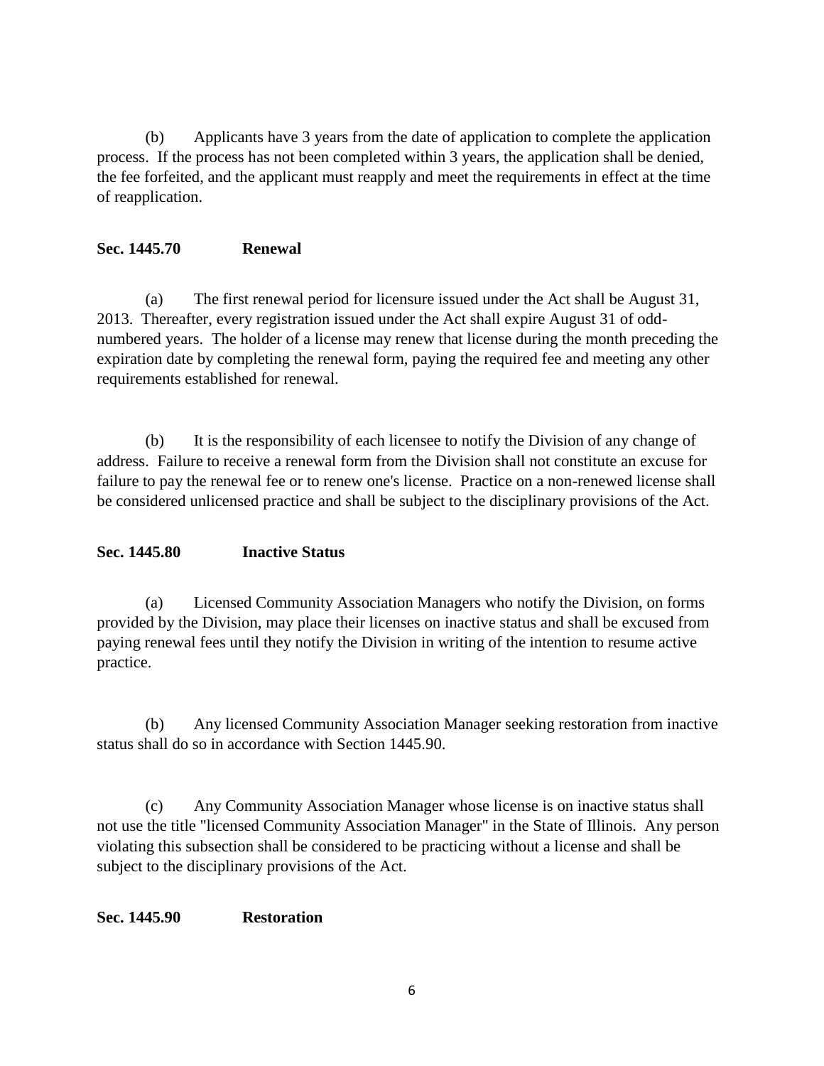(b) Applicants have 3 years from the date of application to complete the application process. If the process has not been completed within 3 years, the application shall be denied, the fee forfeited, and the applicant must reapply and meet the requirements in effect at the time of reapplication.

**Sec. 1445.70 Renewal**

(a) The first renewal period for licensure issued under the Act shall be August 31, 2013. Thereafter, every registration issued under the Act shall expire August 31 of odd-numbered years. The holder of a license may renew that license during the month preceding the expiration date by completing the renewal form, paying the required fee and meeting any other requirements established for renewal.

(b) It is the responsibility of each licensee to notify the Division of any change of address. Failure to receive a renewal form from the Division shall not constitute an excuse for failure to pay the renewal fee or to renew one's license. Practice on a non-renewed license shall be considered unlicensed practice and shall be subject to the disciplinary provisions of the Act.

**Sec. 1445.80 Inactive Status**

(a) Licensed Community Association Managers who notify the Division, on forms provided by the Division, may place their licenses on inactive status and shall be excused from paying renewal fees until they notify the Division in writing of the intention to resume active practice.

(b) Any licensed Community Association Manager seeking restoration from inactive status shall do so in accordance with Section 1445.90.

(c) Any Community Association Manager whose license is on inactive status shall not use the title "licensed Community Association Manager" in the State of Illinois. Any person violating this subsection shall be considered to be practicing without a license and shall be subject to the disciplinary provisions of the Act.

**Sec. 1445.90 Restoration**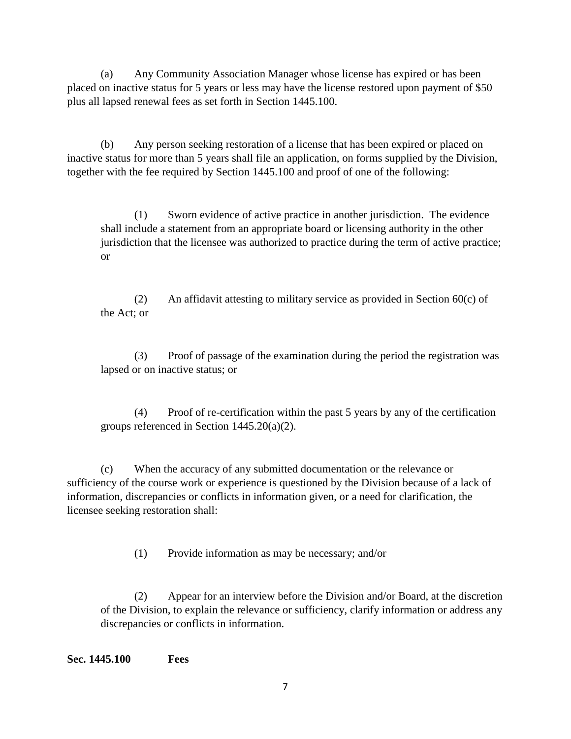(a) Any Community Association Manager whose license has expired or has been placed on inactive status for 5 years or less may have the license restored upon payment of $50 plus all lapsed renewal fees as set forth in Section 1445.100.

(b) Any person seeking restoration of a license that has been expired or placed on inactive status for more than 5 years shall file an application, on forms supplied by the Division, together with the fee required by Section 1445.100 and proof of one of the following:

> (1) Sworn evidence of active practice in another jurisdiction. The evidence shall include a statement from an appropriate board or licensing authority in the other jurisdiction that the licensee was authorized to practice during the term of active practice; or
>
> (2) An affidavit attesting to military service as provided in Section 60(c) of the Act; or
>
> (3) Proof of passage of the examination during the period the registration was lapsed or on inactive status; or
>
> (4) Proof of re-certification within the past 5 years by any of the certification groups referenced in Section 1445.20(a)(2).

(c) When the accuracy of any submitted documentation or the relevance or sufficiency of the course work or experience is questioned by the Division because of a lack of information, discrepancies or conflicts in information given, or a need for clarification, the licensee seeking restoration shall:

> (1) Provide information as may be necessary; and/or
>
> (2) Appear for an interview before the Division and/or Board, at the discretion of the Division, to explain the relevance or sufficiency, clarify information or address any discrepancies or conflicts in information.

**Sec. 1445.100 Fees**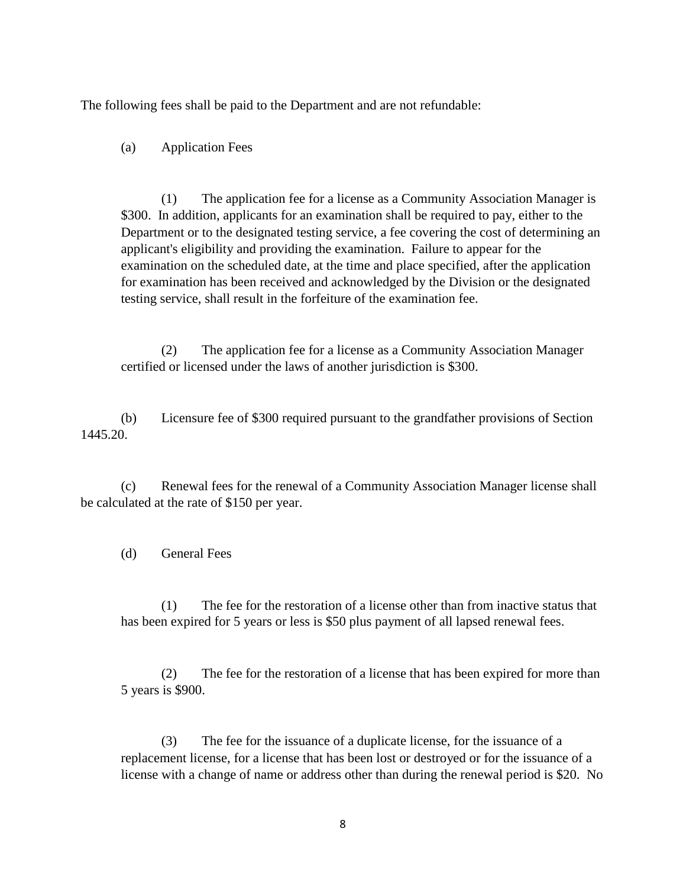The following fees shall be paid to the Department and are not refundable:

(a) Application Fees

(1) The application fee for a license as a Community Association Manager is $300. In addition, applicants for an examination shall be required to pay, either to the Department or to the designated testing service, a fee covering the cost of determining an applicant's eligibility and providing the examination. Failure to appear for the examination on the scheduled date, at the time and place specified, after the application for examination has been received and acknowledged by the Division or the designated testing service, shall result in the forfeiture of the examination fee.

(2) The application fee for a license as a Community Association Manager certified or licensed under the laws of another jurisdiction is $300.

(b) Licensure fee of $300 required pursuant to the grandfather provisions of Section 1445.20.

(c) Renewal fees for the renewal of a Community Association Manager license shall be calculated at the rate of $150 per year.

(d) General Fees

(1) The fee for the restoration of a license other than from inactive status that has been expired for 5 years or less is $50 plus payment of all lapsed renewal fees.

(2) The fee for the restoration of a license that has been expired for more than 5 years is $900.

(3) The fee for the issuance of a duplicate license, for the issuance of a replacement license, for a license that has been lost or destroyed or for the issuance of a license with a change of name or address other than during the renewal period is $20. No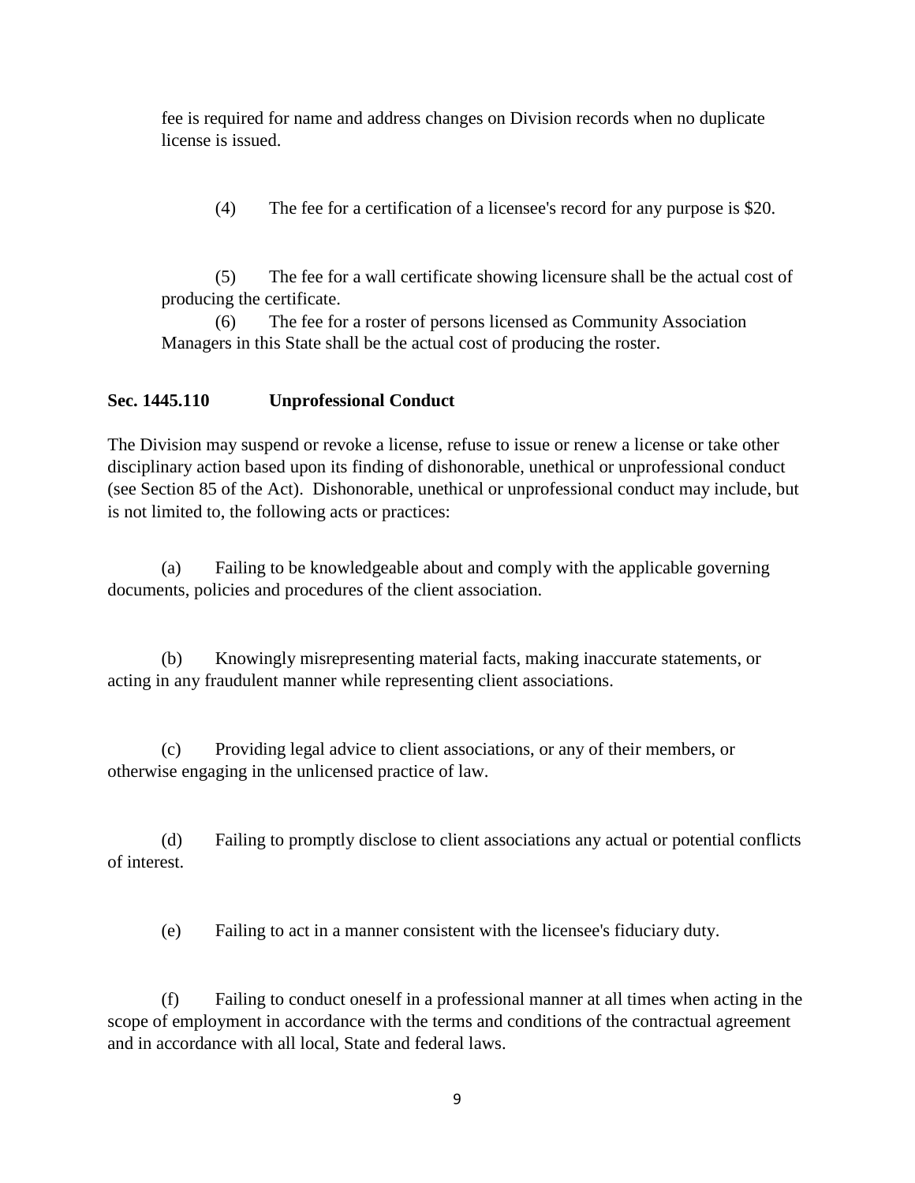fee is required for name and address changes on Division records when no duplicate license is issued.

(4) The fee for a certification of a licensee's record for any purpose is $20.

(5) The fee for a wall certificate showing licensure shall be the actual cost of producing the certificate.

(6) The fee for a roster of persons licensed as Community Association Managers in this State shall be the actual cost of producing the roster.

**Sec. 1445.110 Unprofessional Conduct**

The Division may suspend or revoke a license, refuse to issue or renew a license or take other disciplinary action based upon its finding of dishonorable, unethical or unprofessional conduct (see Section 85 of the Act). Dishonorable, unethical or unprofessional conduct may include, but is not limited to, the following acts or practices:

(a) Failing to be knowledgeable about and comply with the applicable governing documents, policies and procedures of the client association.

(b) Knowingly misrepresenting material facts, making inaccurate statements, or acting in any fraudulent manner while representing client associations.

(c) Providing legal advice to client associations, or any of their members, or otherwise engaging in the unlicensed practice of law.

(d) Failing to promptly disclose to client associations any actual or potential conflicts of interest.

(e) Failing to act in a manner consistent with the licensee's fiduciary duty.

(f) Failing to conduct oneself in a professional manner at all times when acting in the scope of employment in accordance with the terms and conditions of the contractual agreement and in accordance with all local, State and federal laws.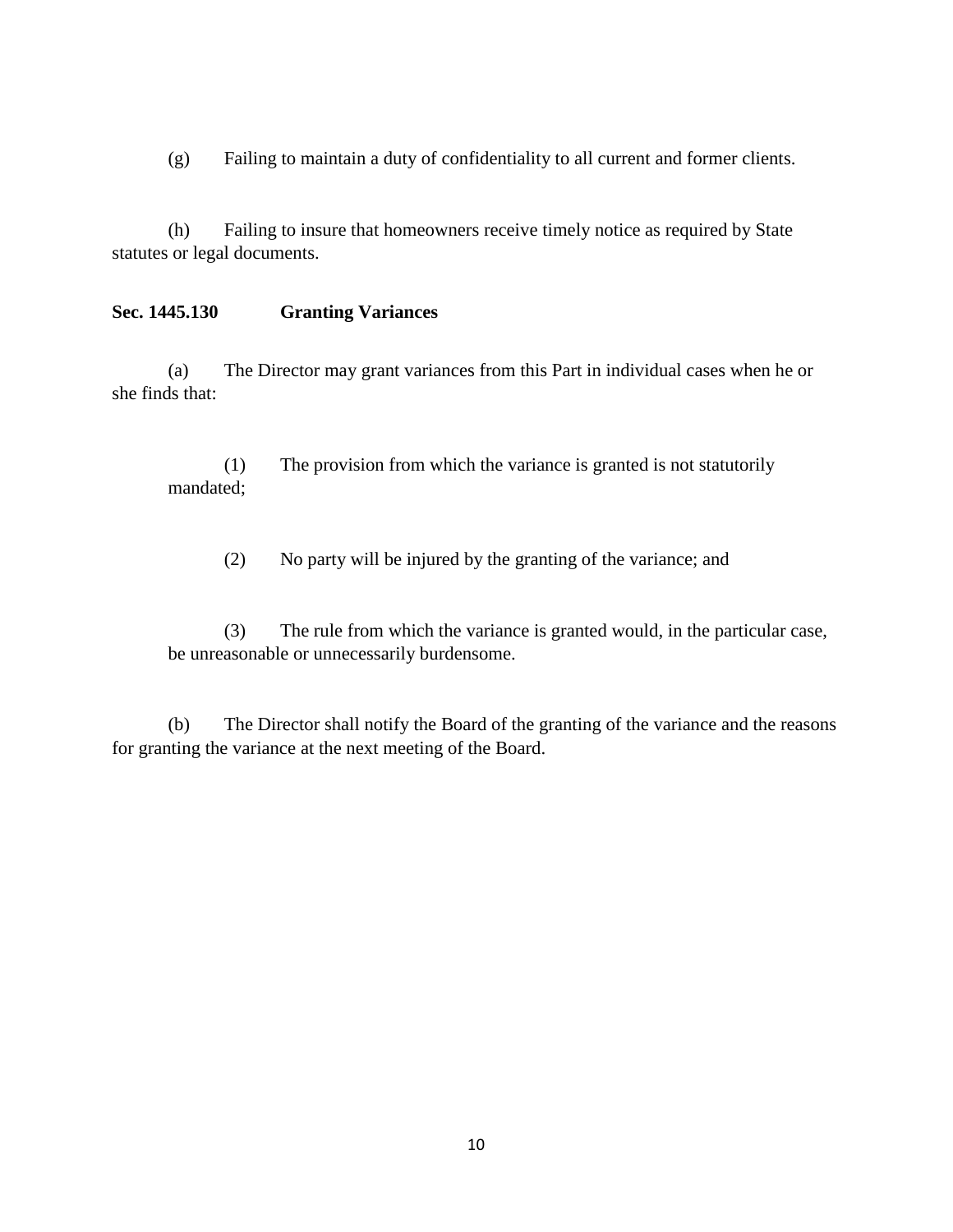(g) Failing to maintain a duty of confidentiality to all current and former clients.

(h) Failing to insure that homeowners receive timely notice as required by State statutes or legal documents.

**Sec. 1445.130 Granting Variances**

(a) The Director may grant variances from this Part in individual cases when he or she finds that:

(1) The provision from which the variance is granted is not statutorily mandated;

(2) No party will be injured by the granting of the variance; and

(3) The rule from which the variance is granted would, in the particular case, be unreasonable or unnecessarily burdensome.

(b) The Director shall notify the Board of the granting of the variance and the reasons for granting the variance at the next meeting of the Board.